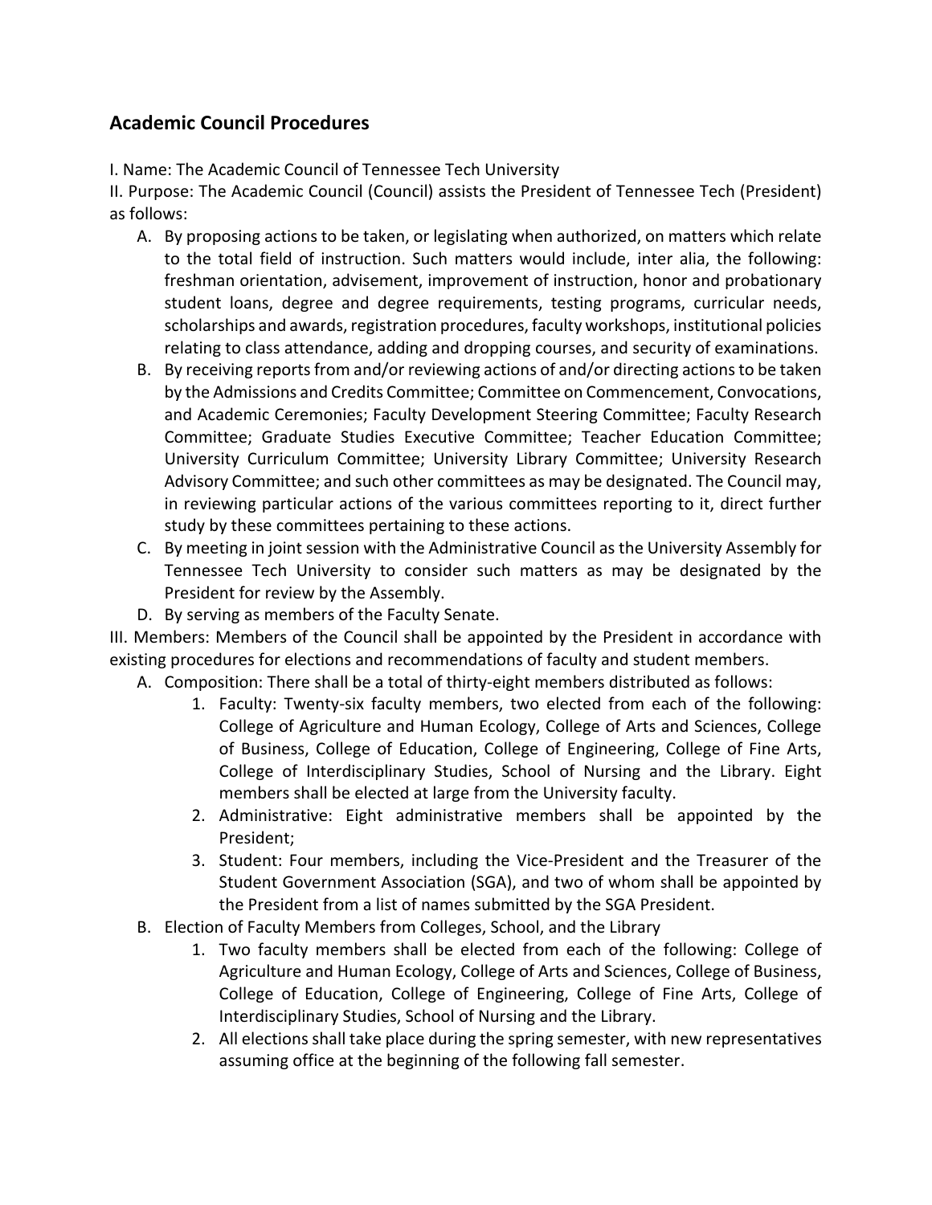## Academic Council Procedures

I. Name: The Academic Council of Tennessee Tech University

II. Purpose: The Academic Council (Council) assists the President of Tennessee Tech (President) as follows:

A. By proposing actions to be taken, or legislating when authorized, on matters which relate to the total field of instruction. Such matters would include, inter alia, the following: freshman orientation, advisement, improvement of instruction, honor and probationary student loans, degree and degree requirements, testing programs, curricular needs, scholarships and awards, registration procedures, faculty workshops, institutional policies relating to class attendance, adding and dropping courses, and security of examinations.

B. By receiving reports from and/or reviewing actions of and/or directing actions to be taken by the Admissions and Credits Committee; Committee on Commencement, Convocations, and Academic Ceremonies; Faculty Development Steering Committee; Faculty Research Committee; Graduate Studies Executive Committee; Teacher Education Committee; University Curriculum Committee; University Library Committee; University Research Advisory Committee; and such other committees as may be designated. The Council may, in reviewing particular actions of the various committees reporting to it, direct further study by these committees pertaining to these actions.

C. By meeting in joint session with the Administrative Council as the University Assembly for Tennessee Tech University to consider such matters as may be designated by the President for review by the Assembly.

D. By serving as members of the Faculty Senate.

III. Members: Members of the Council shall be appointed by the President in accordance with existing procedures for elections and recommendations of faculty and student members.

A. Composition: There shall be a total of thirty-eight members distributed as follows:

1. Faculty: Twenty-six faculty members, two elected from each of the following: College of Agriculture and Human Ecology, College of Arts and Sciences, College of Business, College of Education, College of Engineering, College of Fine Arts, College of Interdisciplinary Studies, School of Nursing and the Library. Eight members shall be elected at large from the University faculty.
2. Administrative: Eight administrative members shall be appointed by the President;
3. Student: Four members, including the Vice-President and the Treasurer of the Student Government Association (SGA), and two of whom shall be appointed by the President from a list of names submitted by the SGA President.

B. Election of Faculty Members from Colleges, School, and the Library

1. Two faculty members shall be elected from each of the following: College of Agriculture and Human Ecology, College of Arts and Sciences, College of Business, College of Education, College of Engineering, College of Fine Arts, College of Interdisciplinary Studies, School of Nursing and the Library.
2. All elections shall take place during the spring semester, with new representatives assuming office at the beginning of the following fall semester.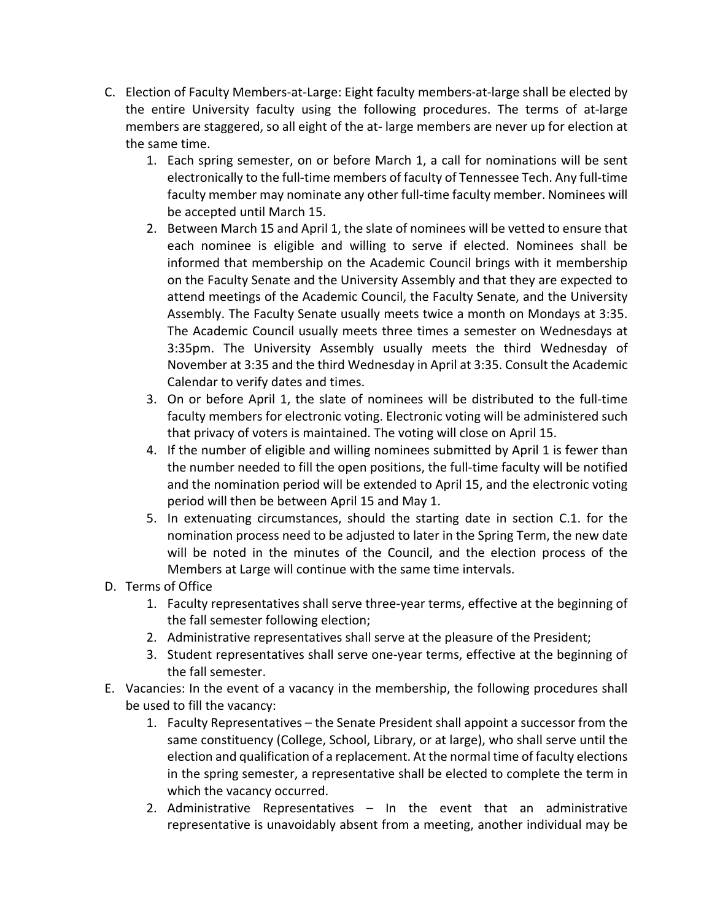C. Election of Faculty Members-at-Large: Eight faculty members-at-large shall be elected by the entire University faculty using the following procedures. The terms of at-large members are staggered, so all eight of the at- large members are never up for election at the same time.
   1. Each spring semester, on or before March 1, a call for nominations will be sent electronically to the full-time members of faculty of Tennessee Tech. Any full-time faculty member may nominate any other full-time faculty member. Nominees will be accepted until March 15.
   2. Between March 15 and April 1, the slate of nominees will be vetted to ensure that each nominee is eligible and willing to serve if elected. Nominees shall be informed that membership on the Academic Council brings with it membership on the Faculty Senate and the University Assembly and that they are expected to attend meetings of the Academic Council, the Faculty Senate, and the University Assembly. The Faculty Senate usually meets twice a month on Mondays at 3:35. The Academic Council usually meets three times a semester on Wednesdays at 3:35pm. The University Assembly usually meets the third Wednesday of November at 3:35 and the third Wednesday in April at 3:35. Consult the Academic Calendar to verify dates and times.
   3. On or before April 1, the slate of nominees will be distributed to the full-time faculty members for electronic voting. Electronic voting will be administered such that privacy of voters is maintained. The voting will close on April 15.
   4. If the number of eligible and willing nominees submitted by April 1 is fewer than the number needed to fill the open positions, the full-time faculty will be notified and the nomination period will be extended to April 15, and the electronic voting period will then be between April 15 and May 1.
   5. In extenuating circumstances, should the starting date in section C.1. for the nomination process need to be adjusted to later in the Spring Term, the new date will be noted in the minutes of the Council, and the election process of the Members at Large will continue with the same time intervals.

D. Terms of Office
   1. Faculty representatives shall serve three-year terms, effective at the beginning of the fall semester following election;
   2. Administrative representatives shall serve at the pleasure of the President;
   3. Student representatives shall serve one-year terms, effective at the beginning of the fall semester.

E. Vacancies: In the event of a vacancy in the membership, the following procedures shall be used to fill the vacancy:
   1. Faculty Representatives – the Senate President shall appoint a successor from the same constituency (College, School, Library, or at large), who shall serve until the election and qualification of a replacement. At the normal time of faculty elections in the spring semester, a representative shall be elected to complete the term in which the vacancy occurred.
   2. Administrative Representatives – In the event that an administrative representative is unavoidably absent from a meeting, another individual may be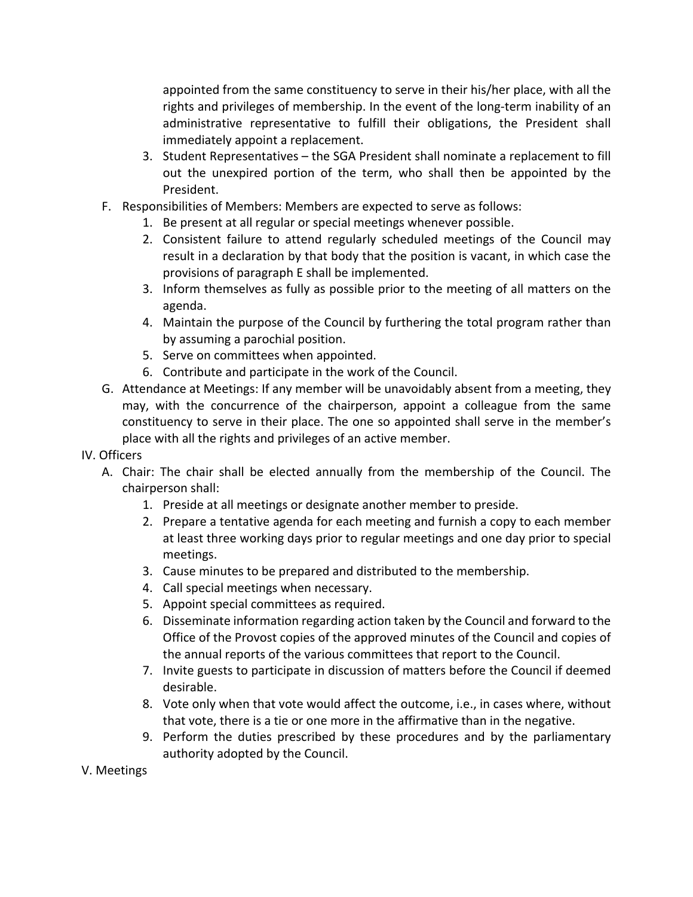appointed from the same constituency to serve in their his/her place, with all the rights and privileges of membership. In the event of the long-term inability of an administrative representative to fulfill their obligations, the President shall immediately appoint a replacement.

3. Student Representatives – the SGA President shall nominate a replacement to fill out the unexpired portion of the term, who shall then be appointed by the President.

F. Responsibilities of Members: Members are expected to serve as follows:
   1. Be present at all regular or special meetings whenever possible.
   2. Consistent failure to attend regularly scheduled meetings of the Council may result in a declaration by that body that the position is vacant, in which case the provisions of paragraph E shall be implemented.
   3. Inform themselves as fully as possible prior to the meeting of all matters on the agenda.
   4. Maintain the purpose of the Council by furthering the total program rather than by assuming a parochial position.
   5. Serve on committees when appointed.
   6. Contribute and participate in the work of the Council.

G. Attendance at Meetings: If any member will be unavoidably absent from a meeting, they may, with the concurrence of the chairperson, appoint a colleague from the same constituency to serve in their place. The one so appointed shall serve in the member's place with all the rights and privileges of an active member.

IV. Officers

A. Chair: The chair shall be elected annually from the membership of the Council. The chairperson shall:
   1. Preside at all meetings or designate another member to preside.
   2. Prepare a tentative agenda for each meeting and furnish a copy to each member at least three working days prior to regular meetings and one day prior to special meetings.
   3. Cause minutes to be prepared and distributed to the membership.
   4. Call special meetings when necessary.
   5. Appoint special committees as required.
   6. Disseminate information regarding action taken by the Council and forward to the Office of the Provost copies of the approved minutes of the Council and copies of the annual reports of the various committees that report to the Council.
   7. Invite guests to participate in discussion of matters before the Council if deemed desirable.
   8. Vote only when that vote would affect the outcome, i.e., in cases where, without that vote, there is a tie or one more in the affirmative than in the negative.
   9. Perform the duties prescribed by these procedures and by the parliamentary authority adopted by the Council.

V. Meetings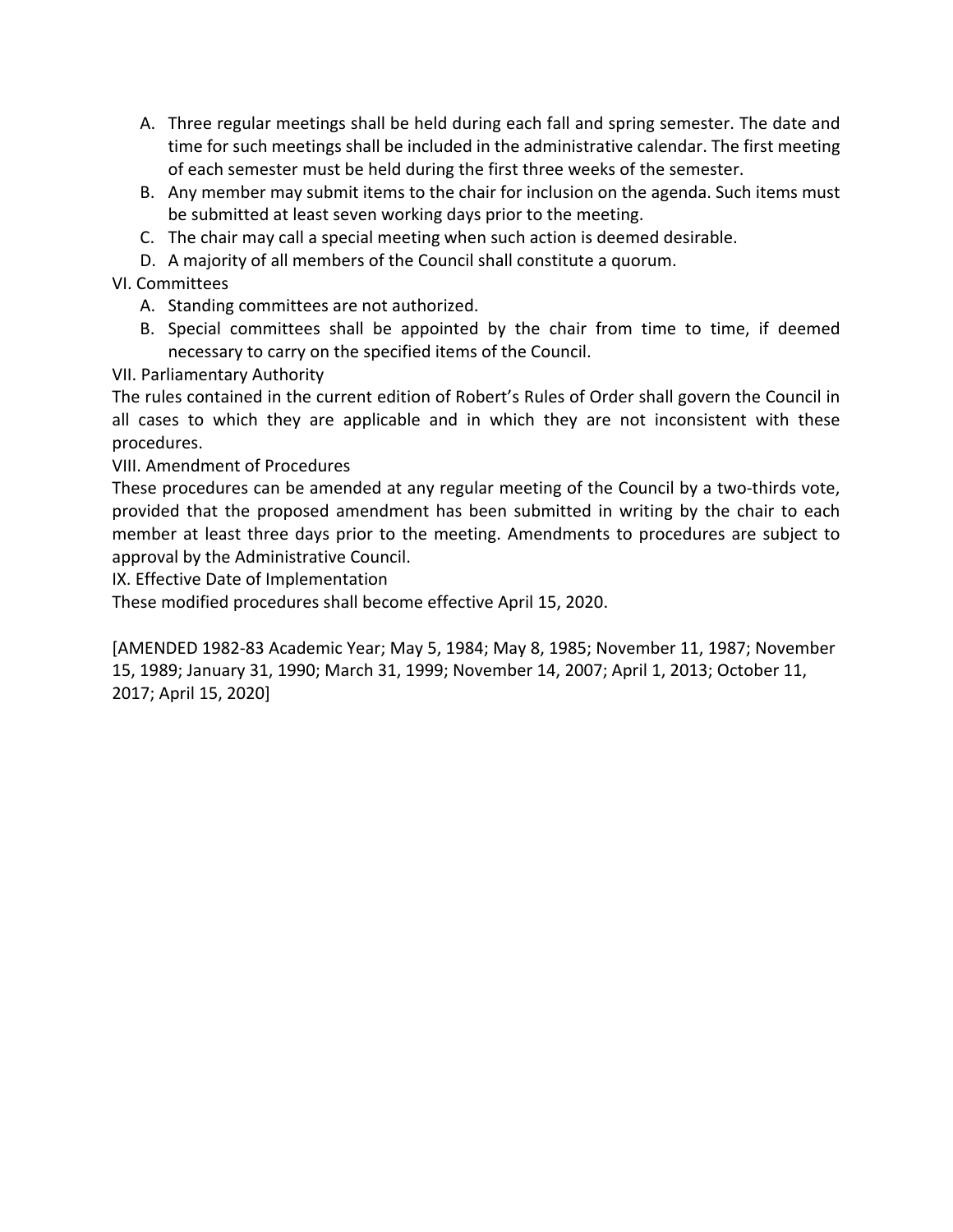A. Three regular meetings shall be held during each fall and spring semester. The date and time for such meetings shall be included in the administrative calendar. The first meeting of each semester must be held during the first three weeks of the semester.
B. Any member may submit items to the chair for inclusion on the agenda. Such items must be submitted at least seven working days prior to the meeting.
C. The chair may call a special meeting when such action is deemed desirable.
D. A majority of all members of the Council shall constitute a quorum.

VI. Committees

A. Standing committees are not authorized.
B. Special committees shall be appointed by the chair from time to time, if deemed necessary to carry on the specified items of the Council.

VII. Parliamentary Authority

The rules contained in the current edition of Robert's Rules of Order shall govern the Council in all cases to which they are applicable and in which they are not inconsistent with these procedures.

VIII. Amendment of Procedures

These procedures can be amended at any regular meeting of the Council by a two-thirds vote, provided that the proposed amendment has been submitted in writing by the chair to each member at least three days prior to the meeting. Amendments to procedures are subject to approval by the Administrative Council.

IX. Effective Date of Implementation

These modified procedures shall become effective April 15, 2020.

[AMENDED 1982-83 Academic Year; May 5, 1984; May 8, 1985; November 11, 1987; November 15, 1989; January 31, 1990; March 31, 1999; November 14, 2007; April 1, 2013; October 11, 2017; April 15, 2020]